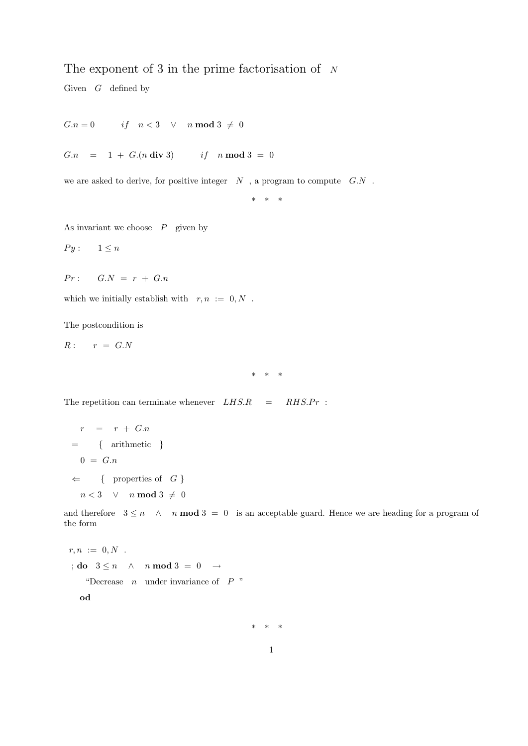# The exponent of 3 in the prime factorisation of $N$

Given $G$ defined by

$$G.n = 0 \qquad if \quad n < 3 \quad \vee \quad n \,\textbf{mod}\, 3 \neq 0$$

$$G.n \;=\; 1 \;+\; G.(n \,\textbf{div}\, 3) \qquad if \quad n \,\textbf{mod}\, 3 \;=\; 0$$

we are asked to derive, for positive integer $N$ , a program to compute $G.N$ .

\* \* \*

As invariant we choose $P$ given by

$Py: \quad 1 \leq n$

$Pr: \quad G.N \;=\; r \;+\; G.n$

which we initially establish with $r, n \;:=\; 0, N$ .

The postcondition is

$R: \quad r \;=\; G.N$

\* \* \*

The repetition can terminate whenever $LHS.R \quad = \quad RHS.Pr$ :

$$\begin{array}{ll} & r \;=\; r \;+\; G.n \\ = & \{ \text{ arithmetic } \} \\ & 0 \;=\; G.n \\ \Leftarrow & \{ \text{ properties of } G \} \\ & n < 3 \quad \vee \quad n \,\textbf{mod}\, 3 \neq 0 \end{array}$$

and therefore $3 \leq n \quad \wedge \quad n \,\textbf{mod}\, 3 \;=\; 0$ is an acceptable guard. Hence we are heading for a program of the form

```
r, n := 0, N   .
; do  3 ≤ n  ∧  n mod 3 = 0  →
      "Decrease  n  under invariance of  P "
  od
```

\* \* \*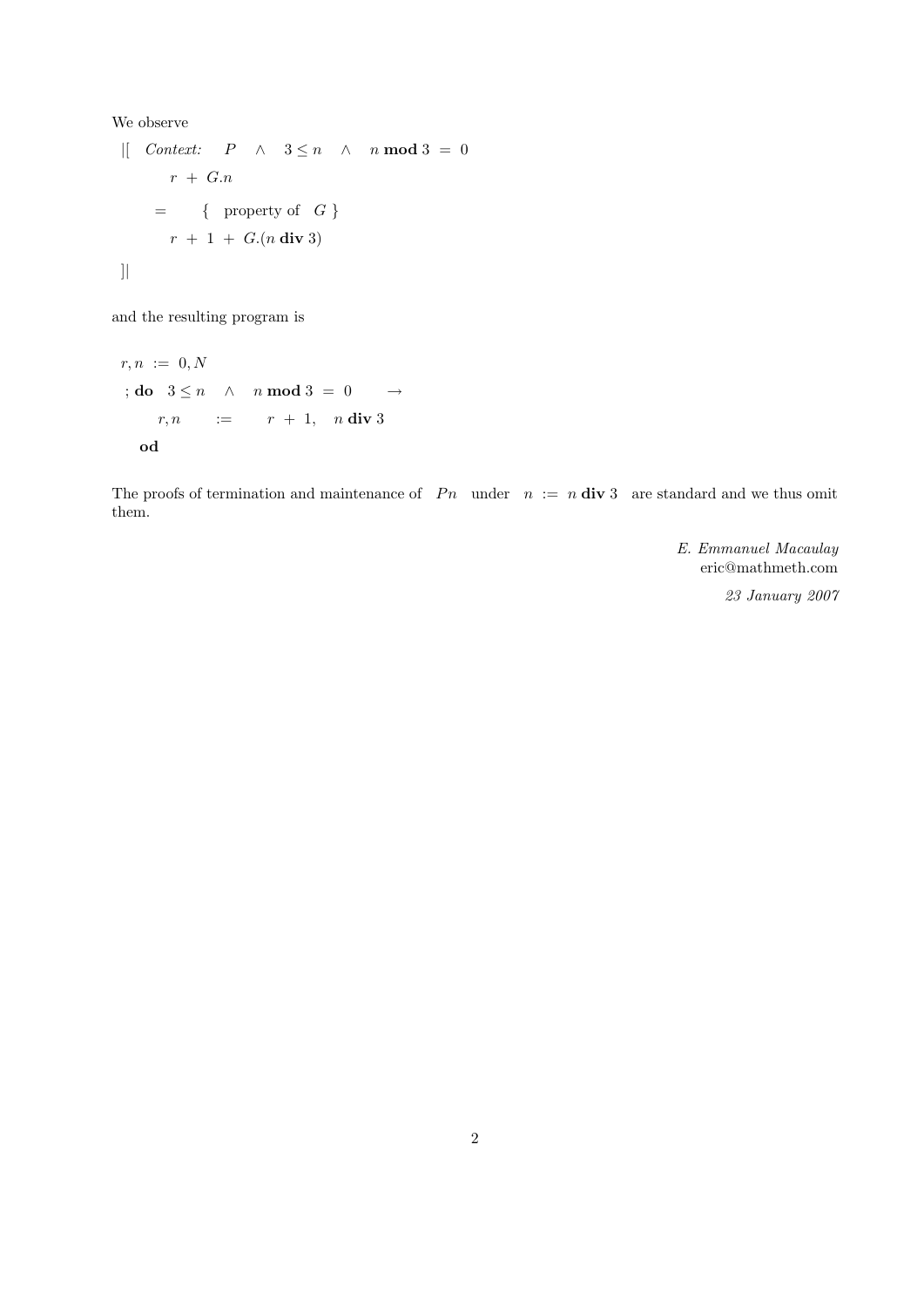We observe

$|[$ *Context:* $P \;\wedge\; 3 \le n \;\wedge\; n \,\mathbf{mod}\, 3 \;=\; 0$

$$r \;+\; G.n$$

$$= \qquad \{ \;\text{property of}\; G \;\}$$

$$r \;+\; 1 \;+\; G.(n \,\mathbf{div}\, 3)$$

$]|$

and the resulting program is

$$r, n \;:=\; 0, N$$

$$;\,\mathbf{do} \;\; 3 \le n \;\wedge\; n \,\mathbf{mod}\, 3 \;=\; 0 \quad \rightarrow$$

$$r, n \quad := \quad r \;+\; 1, \;\; n \,\mathbf{div}\, 3$$

$$\mathbf{od}$$

The proofs of termination and maintenance of $Pn$ under $n \;:=\; n \,\mathbf{div}\, 3$ are standard and we thus omit them.

*E. Emmanuel Macaulay*
eric@mathmeth.com
*23 January 2007*